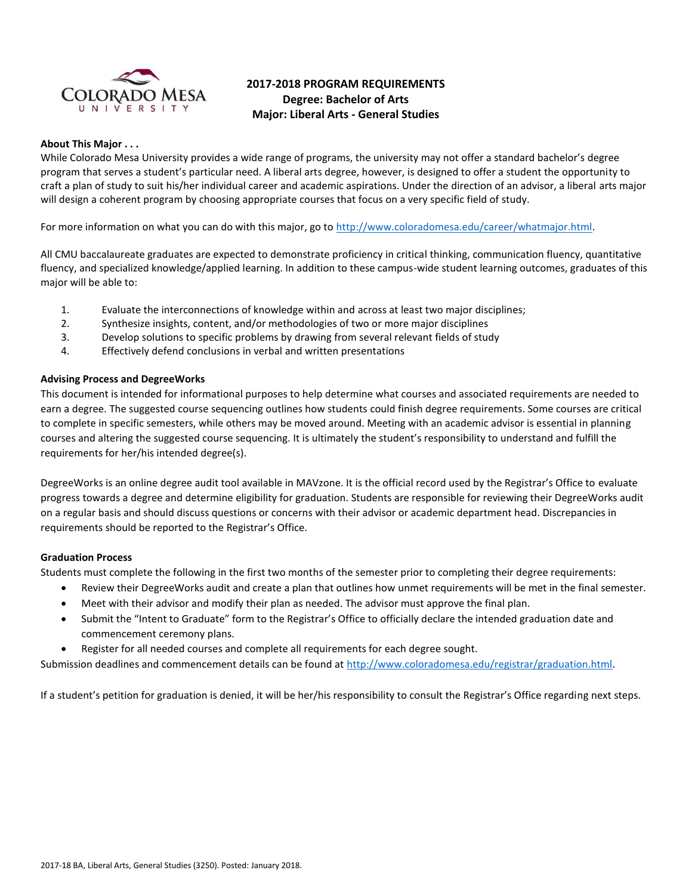# 2017-2018 PROGRAM REQUIREMENTS
## Degree: Bachelor of Arts
## Major: Liberal Arts - General Studies

**About This Major . . .**

While Colorado Mesa University provides a wide range of programs, the university may not offer a standard bachelor's degree program that serves a student's particular need. A liberal arts degree, however, is designed to offer a student the opportunity to craft a plan of study to suit his/her individual career and academic aspirations. Under the direction of an advisor, a liberal arts major will design a coherent program by choosing appropriate courses that focus on a very specific field of study.

For more information on what you can do with this major, go to http://www.coloradomesa.edu/career/whatmajor.html.

All CMU baccalaureate graduates are expected to demonstrate proficiency in critical thinking, communication fluency, quantitative fluency, and specialized knowledge/applied learning. In addition to these campus-wide student learning outcomes, graduates of this major will be able to:

1. Evaluate the interconnections of knowledge within and across at least two major disciplines;
2. Synthesize insights, content, and/or methodologies of two or more major disciplines
3. Develop solutions to specific problems by drawing from several relevant fields of study
4. Effectively defend conclusions in verbal and written presentations

**Advising Process and DegreeWorks**

This document is intended for informational purposes to help determine what courses and associated requirements are needed to earn a degree. The suggested course sequencing outlines how students could finish degree requirements. Some courses are critical to complete in specific semesters, while others may be moved around. Meeting with an academic advisor is essential in planning courses and altering the suggested course sequencing. It is ultimately the student's responsibility to understand and fulfill the requirements for her/his intended degree(s).

DegreeWorks is an online degree audit tool available in MAVzone. It is the official record used by the Registrar's Office to evaluate progress towards a degree and determine eligibility for graduation. Students are responsible for reviewing their DegreeWorks audit on a regular basis and should discuss questions or concerns with their advisor or academic department head. Discrepancies in requirements should be reported to the Registrar's Office.

**Graduation Process**

Students must complete the following in the first two months of the semester prior to completing their degree requirements:

- Review their DegreeWorks audit and create a plan that outlines how unmet requirements will be met in the final semester.
- Meet with their advisor and modify their plan as needed. The advisor must approve the final plan.
- Submit the "Intent to Graduate" form to the Registrar's Office to officially declare the intended graduation date and commencement ceremony plans.
- Register for all needed courses and complete all requirements for each degree sought.

Submission deadlines and commencement details can be found at http://www.coloradomesa.edu/registrar/graduation.html.

If a student's petition for graduation is denied, it will be her/his responsibility to consult the Registrar's Office regarding next steps.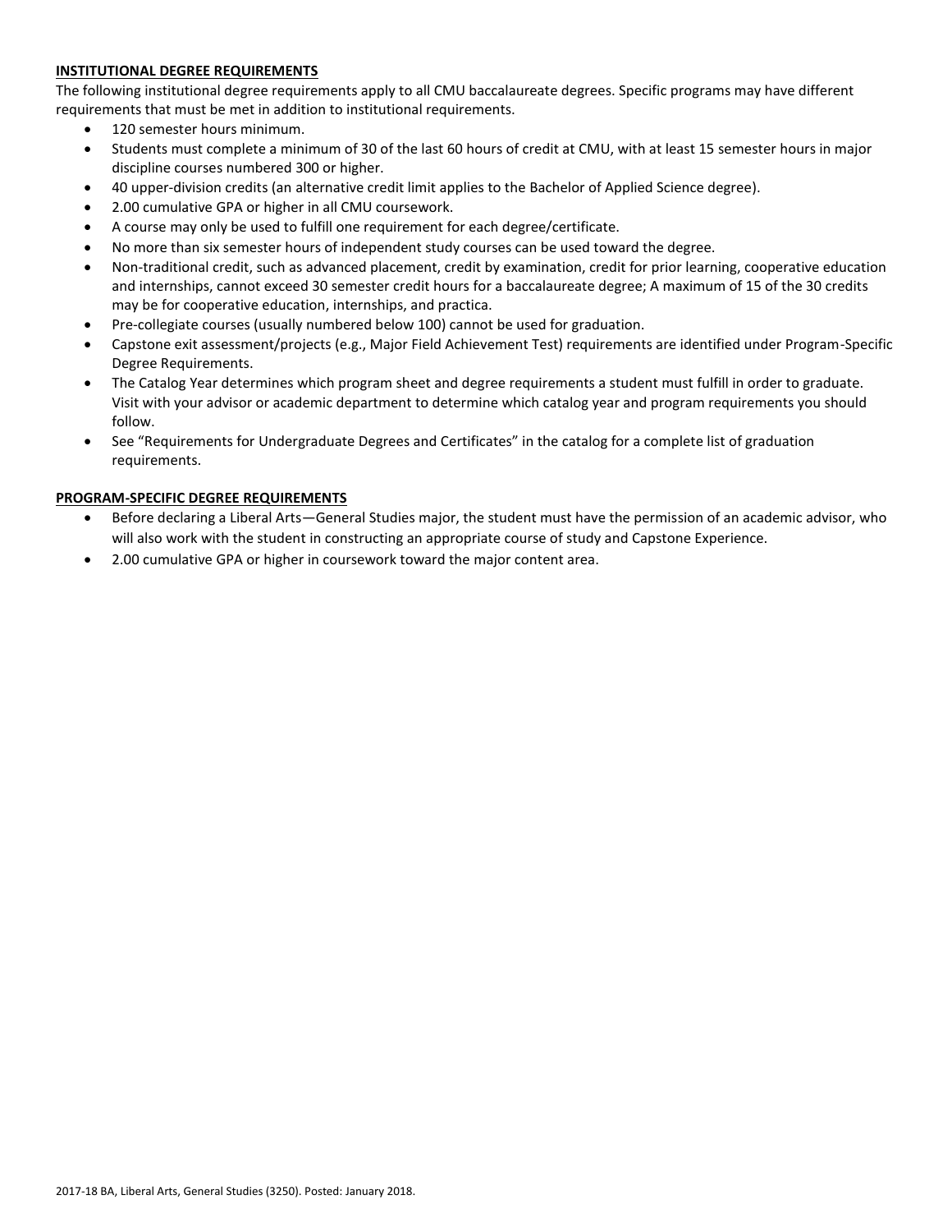**INSTITUTIONAL DEGREE REQUIREMENTS**

The following institutional degree requirements apply to all CMU baccalaureate degrees. Specific programs may have different requirements that must be met in addition to institutional requirements.

- 120 semester hours minimum.
- Students must complete a minimum of 30 of the last 60 hours of credit at CMU, with at least 15 semester hours in major discipline courses numbered 300 or higher.
- 40 upper-division credits (an alternative credit limit applies to the Bachelor of Applied Science degree).
- 2.00 cumulative GPA or higher in all CMU coursework.
- A course may only be used to fulfill one requirement for each degree/certificate.
- No more than six semester hours of independent study courses can be used toward the degree.
- Non-traditional credit, such as advanced placement, credit by examination, credit for prior learning, cooperative education and internships, cannot exceed 30 semester credit hours for a baccalaureate degree; A maximum of 15 of the 30 credits may be for cooperative education, internships, and practica.
- Pre-collegiate courses (usually numbered below 100) cannot be used for graduation.
- Capstone exit assessment/projects (e.g., Major Field Achievement Test) requirements are identified under Program-Specific Degree Requirements.
- The Catalog Year determines which program sheet and degree requirements a student must fulfill in order to graduate. Visit with your advisor or academic department to determine which catalog year and program requirements you should follow.
- See "Requirements for Undergraduate Degrees and Certificates" in the catalog for a complete list of graduation requirements.

**PROGRAM-SPECIFIC DEGREE REQUIREMENTS**

- Before declaring a Liberal Arts—General Studies major, the student must have the permission of an academic advisor, who will also work with the student in constructing an appropriate course of study and Capstone Experience.
- 2.00 cumulative GPA or higher in coursework toward the major content area.

2017-18 BA, Liberal Arts, General Studies (3250). Posted: January 2018.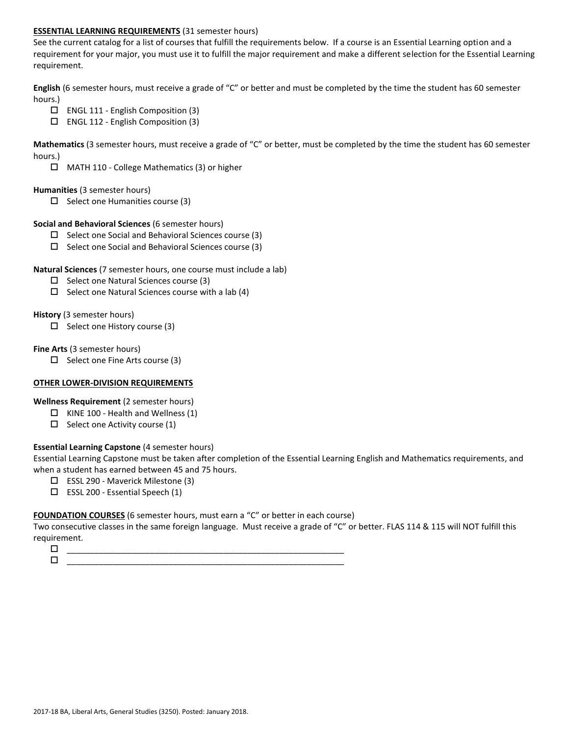**ESSENTIAL LEARNING REQUIREMENTS** (31 semester hours)

See the current catalog for a list of courses that fulfill the requirements below. If a course is an Essential Learning option and a requirement for your major, you must use it to fulfill the major requirement and make a different selection for the Essential Learning requirement.

**English** (6 semester hours, must receive a grade of "C" or better and must be completed by the time the student has 60 semester hours.)

- ☐ ENGL 111 - English Composition (3)
- ☐ ENGL 112 - English Composition (3)

**Mathematics** (3 semester hours, must receive a grade of "C" or better, must be completed by the time the student has 60 semester hours.)

- ☐ MATH 110 - College Mathematics (3) or higher

**Humanities** (3 semester hours)

- ☐ Select one Humanities course (3)

**Social and Behavioral Sciences** (6 semester hours)

- ☐ Select one Social and Behavioral Sciences course (3)
- ☐ Select one Social and Behavioral Sciences course (3)

**Natural Sciences** (7 semester hours, one course must include a lab)

- ☐ Select one Natural Sciences course (3)
- ☐ Select one Natural Sciences course with a lab (4)

**History** (3 semester hours)

- ☐ Select one History course (3)

**Fine Arts** (3 semester hours)

- ☐ Select one Fine Arts course (3)

**OTHER LOWER-DIVISION REQUIREMENTS**

**Wellness Requirement** (2 semester hours)

- ☐ KINE 100 - Health and Wellness (1)
- ☐ Select one Activity course (1)

**Essential Learning Capstone** (4 semester hours)

Essential Learning Capstone must be taken after completion of the Essential Learning English and Mathematics requirements, and when a student has earned between 45 and 75 hours.

- ☐ ESSL 290 - Maverick Milestone (3)
- ☐ ESSL 200 - Essential Speech (1)

**FOUNDATION COURSES** (6 semester hours, must earn a "C" or better in each course)

Two consecutive classes in the same foreign language. Must receive a grade of "C" or better. FLAS 114 & 115 will NOT fulfill this requirement.

- ☐ ____________________________________________________________
- ☐ ____________________________________________________________

2017-18 BA, Liberal Arts, General Studies (3250). Posted: January 2018.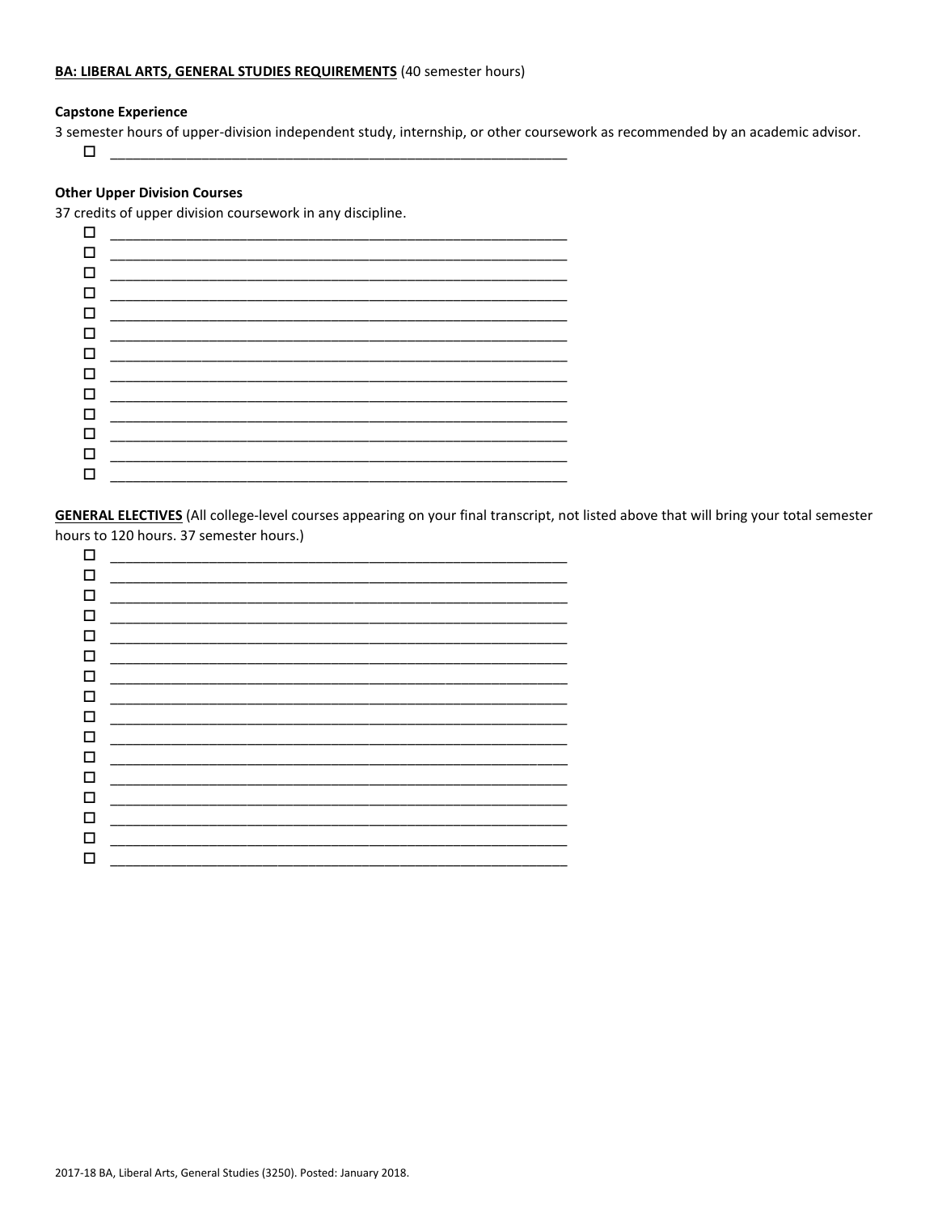**BA: LIBERAL ARTS, GENERAL STUDIES REQUIREMENTS** (40 semester hours)

**Capstone Experience**

3 semester hours of upper-division independent study, internship, or other coursework as recommended by an academic advisor.

- ☐ ____________________________________________________________

**Other Upper Division Courses**

37 credits of upper division coursework in any discipline.

- ☐ ____________________________________________________________
- ☐ ____________________________________________________________
- ☐ ____________________________________________________________
- ☐ ____________________________________________________________
- ☐ ____________________________________________________________
- ☐ ____________________________________________________________
- ☐ ____________________________________________________________
- ☐ ____________________________________________________________
- ☐ ____________________________________________________________
- ☐ ____________________________________________________________
- ☐ ____________________________________________________________
- ☐ ____________________________________________________________
- ☐ ____________________________________________________________

**GENERAL ELECTIVES** (All college-level courses appearing on your final transcript, not listed above that will bring your total semester hours to 120 hours. 37 semester hours.)

- ☐ ____________________________________________________________
- ☐ ____________________________________________________________
- ☐ ____________________________________________________________
- ☐ ____________________________________________________________
- ☐ ____________________________________________________________
- ☐ ____________________________________________________________
- ☐ ____________________________________________________________
- ☐ ____________________________________________________________
- ☐ ____________________________________________________________
- ☐ ____________________________________________________________
- ☐ ____________________________________________________________
- ☐ ____________________________________________________________
- ☐ ____________________________________________________________
- ☐ ____________________________________________________________
- ☐ ____________________________________________________________
- ☐ ____________________________________________________________